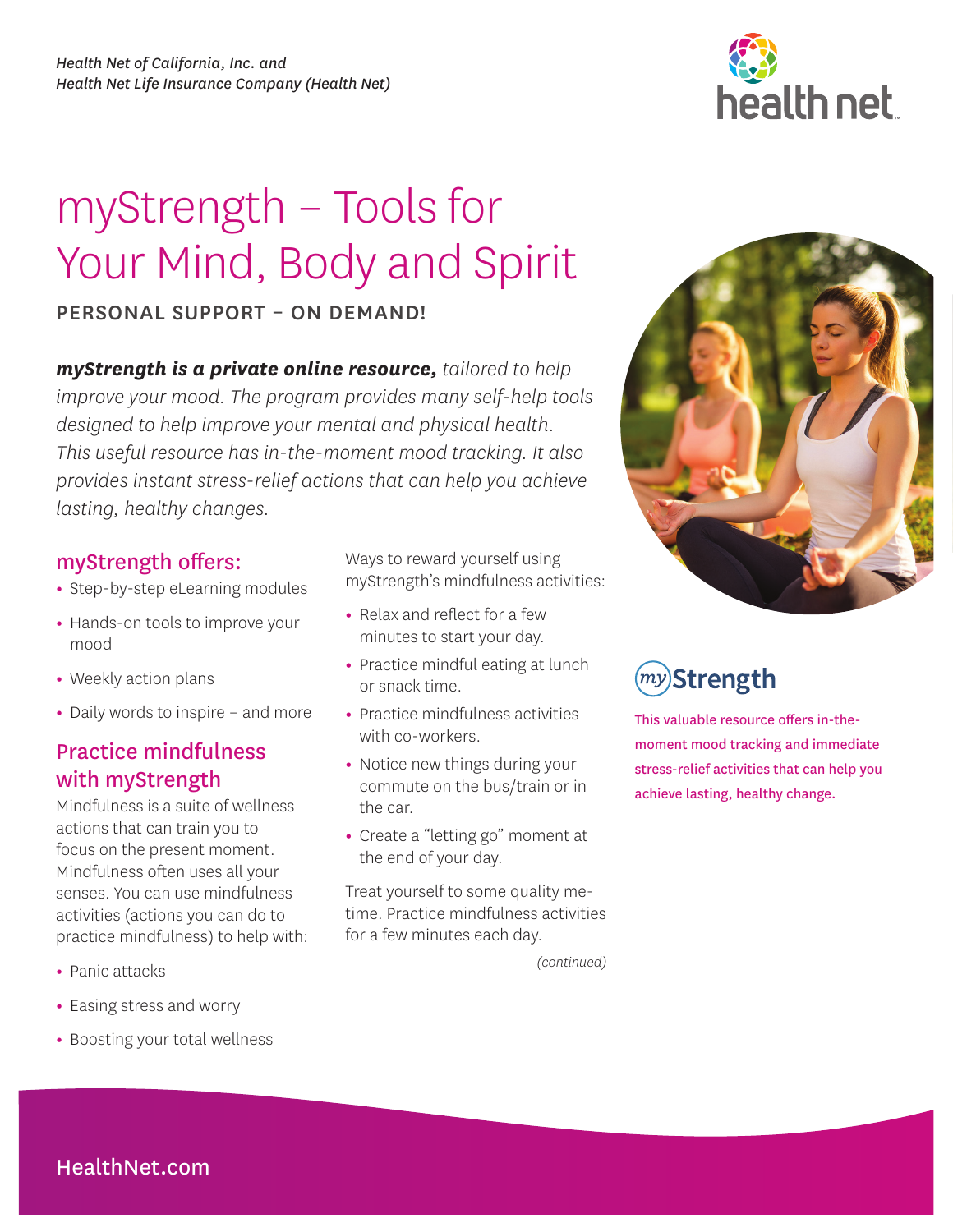*Health Net of California, Inc. and*
*Health Net Life Insurance Company (Health Net)*

# myStrength – Tools for Your Mind, Body and Spirit

## PERSONAL SUPPORT – ON DEMAND!

***myStrength is a private online resource,*** *tailored to help improve your mood. The program provides many self-help tools designed to help improve your mental and physical health. This useful resource has in-the-moment mood tracking. It also provides instant stress-relief actions that can help you achieve lasting, healthy changes.*

### myStrength offers:

- Step-by-step eLearning modules
- Hands-on tools to improve your mood
- Weekly action plans
- Daily words to inspire – and more

### Practice mindfulness with myStrength

Mindfulness is a suite of wellness actions that can train you to focus on the present moment. Mindfulness often uses all your senses. You can use mindfulness activities (actions you can do to practice mindfulness) to help with:

- Panic attacks
- Easing stress and worry
- Boosting your total wellness

Ways to reward yourself using myStrength's mindfulness activities:

- Relax and reflect for a few minutes to start your day.
- Practice mindful eating at lunch or snack time.
- Practice mindfulness activities with co-workers.
- Notice new things during your commute on the bus/train or in the car.
- Create a "letting go" moment at the end of your day.

Treat yourself to some quality me-time. Practice mindfulness activities for a few minutes each day.

*(continued)*

myStrength

This valuable resource offers in-the-moment mood tracking and immediate stress-relief activities that can help you achieve lasting, healthy change.

HealthNet.com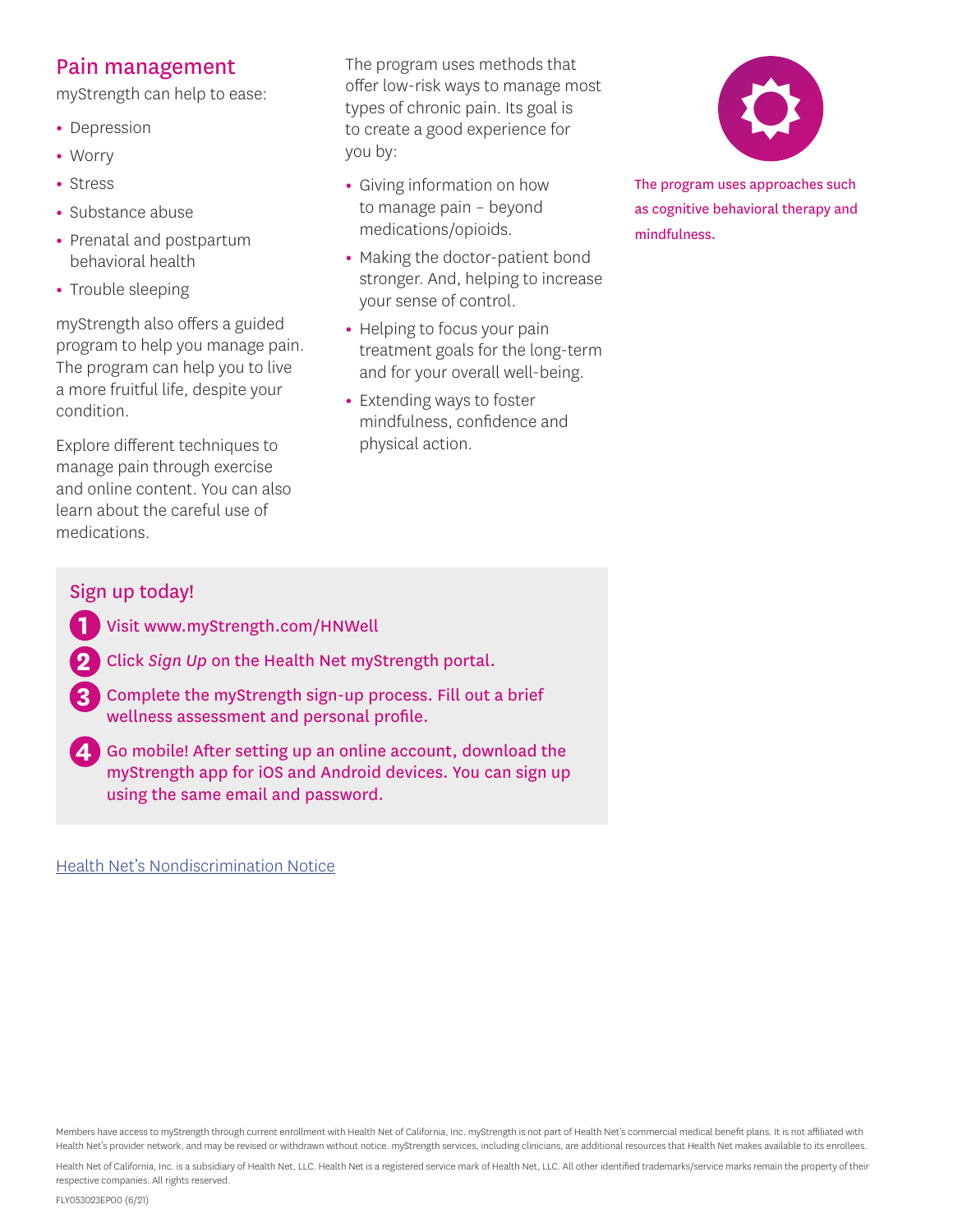## Pain management

myStrength can help to ease:

- Depression
- Worry
- Stress
- Substance abuse
- Prenatal and postpartum behavioral health
- Trouble sleeping

myStrength also offers a guided program to help you manage pain. The program can help you to live a more fruitful life, despite your condition.

Explore different techniques to manage pain through exercise and online content. You can also learn about the careful use of medications.

The program uses methods that offer low-risk ways to manage most types of chronic pain. Its goal is to create a good experience for you by:

- Giving information on how to manage pain – beyond medications/opioids.
- Making the doctor-patient bond stronger. And, helping to increase your sense of control.
- Helping to focus your pain treatment goals for the long-term and for your overall well-being.
- Extending ways to foster mindfulness, confidence and physical action.

The program uses approaches such as cognitive behavioral therapy and mindfulness.

## Sign up today!

1. Visit www.myStrength.com/HNWell
2. Click *Sign Up* on the Health Net myStrength portal.
3. Complete the myStrength sign-up process. Fill out a brief wellness assessment and personal profile.
4. Go mobile! After setting up an online account, download the myStrength app for iOS and Android devices. You can sign up using the same email and password.

Health Net's Nondiscrimination Notice

Members have access to myStrength through current enrollment with Health Net of California, Inc. myStrength is not part of Health Net's commercial medical benefit plans. It is not affiliated with Health Net's provider network, and may be revised or withdrawn without notice. myStrength services, including clinicians, are additional resources that Health Net makes available to its enrollees.

Health Net of California, Inc. is a subsidiary of Health Net, LLC. Health Net is a registered service mark of Health Net, LLC. All other identified trademarks/service marks remain the property of their respective companies. All rights reserved.

FLY053023EP00 (6/21)